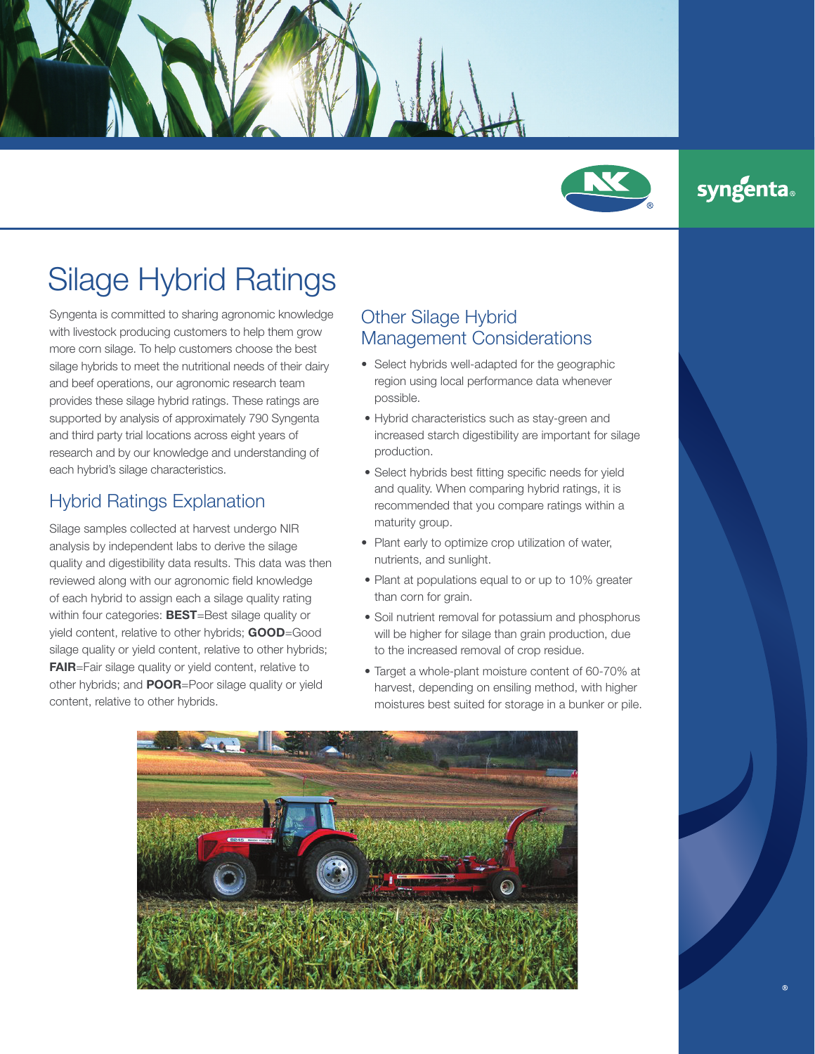# Silage Hybrid Ratings

Syngenta is committed to sharing agronomic knowledge with livestock producing customers to help them grow more corn silage. To help customers choose the best silage hybrids to meet the nutritional needs of their dairy and beef operations, our agronomic research team provides these silage hybrid ratings. These ratings are supported by analysis of approximately 790 Syngenta and third party trial locations across eight years of research and by our knowledge and understanding of each hybrid's silage characteristics.

## Hybrid Ratings Explanation

Silage samples collected at harvest undergo NIR analysis by independent labs to derive the silage quality and digestibility data results. This data was then reviewed along with our agronomic field knowledge of each hybrid to assign each a silage quality rating within four categories: **BEST**=Best silage quality or yield content, relative to other hybrids; **GOOD**=Good silage quality or yield content, relative to other hybrids; **FAIR**=Fair silage quality or yield content, relative to other hybrids; and **POOR**=Poor silage quality or yield content, relative to other hybrids.

## Other Silage Hybrid Management Considerations

- Select hybrids well-adapted for the geographic region using local performance data whenever possible.
- Hybrid characteristics such as stay-green and increased starch digestibility are important for silage production.
- Select hybrids best fitting specific needs for yield and quality. When comparing hybrid ratings, it is recommended that you compare ratings within a maturity group.
- Plant early to optimize crop utilization of water, nutrients, and sunlight.
- Plant at populations equal to or up to 10% greater than corn for grain.
- Soil nutrient removal for potassium and phosphorus will be higher for silage than grain production, due to the increased removal of crop residue.
- Target a whole-plant moisture content of 60-70% at harvest, depending on ensiling method, with higher moistures best suited for storage in a bunker or pile.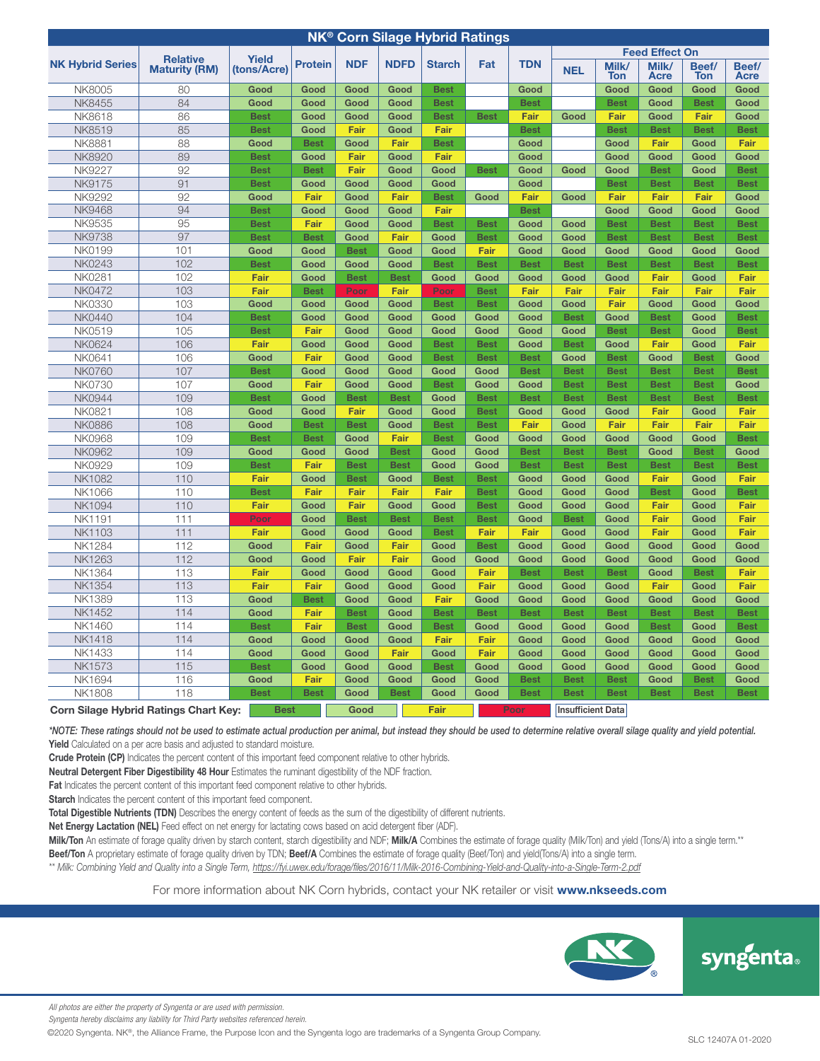# NK® Corn Silage Hybrid Ratings

| NK Hybrid Series | Relative Maturity (RM) | Yield (tons/Acre) | Protein | NDF | NDFD | Starch | Fat | TDN | Feed Effect On | | | | |
|---|---|---|---|---|---|---|---|---|---|---|---|---|---|
| | | | | | | | | | NEL | Milk/Ton | Milk/Acre | Beef/Ton | Beef/Acre |
| NK8005 | 80 | Good | Good | Good | Good | Best | | Good | | Good | Good | Good | Good |
| NK8455 | 84 | Good | Good | Good | Good | Best | | Best | | Best | Good | Best | Good |
| NK8618 | 86 | Best | Good | Good | Good | Best | Best | Fair | Good | Fair | Good | Fair | Good |
| NK8519 | 85 | Best | Good | Fair | Good | Fair | | Best | | Best | Best | Best | Best |
| NK8881 | 88 | Good | Best | Good | Fair | Best | | Good | | Good | Fair | Good | Fair |
| NK8920 | 89 | Best | Good | Fair | Good | Fair | | Good | | Good | Good | Good | Good |
| NK9227 | 92 | Best | Best | Fair | Good | Good | Best | Good | Good | Good | Best | Good | Best |
| NK9175 | 91 | Best | Good | Good | Good | Good | | Good | | Best | Best | Best | Best |
| NK9292 | 92 | Good | Fair | Good | Fair | Best | Good | Fair | Good | Fair | Fair | Fair | Good |
| NK9468 | 94 | Best | Good | Good | Good | Fair | | Best | | Good | Good | Good | Good |
| NK9535 | 95 | Best | Fair | Good | Good | Best | Best | Good | Good | Best | Best | Best | Best |
| NK9738 | 97 | Best | Best | Good | Fair | Good | Best | Good | Good | Best | Best | Best | Best |
| NK0199 | 101 | Good | Good | Best | Good | Good | Fair | Good | Good | Good | Good | Good | Good |
| NK0243 | 102 | Best | Good | Good | Good | Best | Best | Best | Best | Best | Best | Best | Best |
| NK0281 | 102 | Fair | Good | Best | Best | Good | Good | Good | Good | Good | Fair | Good | Fair |
| NK0472 | 103 | Fair | Best | Poor | Fair | Poor | Best | Fair | Fair | Fair | Fair | Fair | Fair |
| NK0330 | 103 | Good | Good | Good | Good | Best | Best | Good | Good | Fair | Good | Good | Good |
| NK0440 | 104 | Best | Good | Good | Good | Good | Good | Good | Best | Good | Best | Good | Best |
| NK0519 | 105 | Best | Fair | Good | Good | Good | Good | Good | Good | Best | Best | Good | Best |
| NK0624 | 106 | Fair | Good | Good | Good | Best | Best | Good | Best | Good | Fair | Good | Fair |
| NK0641 | 106 | Good | Fair | Good | Good | Best | Best | Best | Good | Best | Good | Best | Good |
| NK0760 | 107 | Best | Good | Good | Good | Good | Good | Best | Best | Best | Best | Best | Best |
| NK0730 | 107 | Good | Fair | Good | Good | Best | Good | Good | Best | Best | Best | Best | Good |
| NK0944 | 109 | Best | Good | Best | Best | Good | Best | Best | Best | Best | Best | Best | Best |
| NK0821 | 108 | Good | Good | Fair | Good | Good | Best | Good | Good | Good | Fair | Good | Fair |
| NK0886 | 108 | Good | Best | Best | Good | Best | Best | Fair | Good | Fair | Fair | Fair | Fair |
| NK0968 | 109 | Best | Best | Good | Fair | Best | Good | Good | Good | Good | Good | Good | Best |
| NK0962 | 109 | Good | Good | Good | Best | Good | Good | Best | Best | Best | Good | Best | Good |
| NK0929 | 109 | Best | Fair | Best | Best | Good | Good | Best | Best | Best | Best | Best | Best |
| NK1082 | 110 | Fair | Good | Best | Good | Best | Best | Good | Good | Good | Fair | Good | Fair |
| NK1066 | 110 | Best | Fair | Fair | Fair | Fair | Best | Good | Good | Good | Best | Good | Best |
| NK1094 | 110 | Fair | Good | Fair | Good | Good | Best | Good | Good | Good | Fair | Good | Fair |
| NK1191 | 111 | Poor | Good | Best | Best | Best | Best | Good | Best | Good | Fair | Good | Fair |
| NK1103 | 111 | Fair | Good | Good | Good | Best | Fair | Fair | Good | Good | Fair | Good | Fair |
| NK1284 | 112 | Good | Fair | Good | Fair | Good | Best | Good | Good | Good | Good | Good | Good |
| NK1263 | 112 | Good | Good | Fair | Fair | Good | Good | Good | Good | Good | Good | Good | Good |
| NK1364 | 113 | Fair | Good | Good | Good | Good | Fair | Best | Best | Best | Good | Best | Fair |
| NK1354 | 113 | Fair | Fair | Good | Good | Good | Fair | Good | Good | Good | Fair | Good | Fair |
| NK1389 | 113 | Good | Best | Good | Good | Fair | Good | Good | Good | Good | Good | Good | Good |
| NK1452 | 114 | Good | Fair | Best | Good | Best | Best | Best | Best | Best | Best | Best | Best |
| NK1460 | 114 | Best | Fair | Best | Good | Best | Good | Good | Good | Good | Best | Good | Best |
| NK1418 | 114 | Good | Good | Good | Good | Fair | Fair | Good | Good | Good | Good | Good | Good |
| NK1433 | 114 | Good | Good | Good | Fair | Good | Fair | Good | Good | Good | Good | Good | Good |
| NK1573 | 115 | Best | Good | Good | Good | Best | Good | Good | Good | Good | Good | Good | Good |
| NK1694 | 116 | Good | Fair | Good | Good | Good | Good | Best | Best | Best | Good | Best | Good |
| NK1808 | 118 | Best | Best | Good | Best | Good | Good | Best | Best | Best | Best | Best | Best |

**Corn Silage Hybrid Ratings Chart Key:** Best | Good | Fair | Poor | Insufficient Data

*\*NOTE: These ratings should not be used to estimate actual production per animal, but instead they should be used to determine relative overall silage quality and yield potential.*

**Yield** Calculated on a per acre basis and adjusted to standard moisture.

**Crude Protein (CP)** Indicates the percent content of this important feed component relative to other hybrids.

**Neutral Detergent Fiber Digestibility 48 Hour** Estimates the ruminant digestibility of the NDF fraction.

**Fat** Indicates the percent content of this important feed component relative to other hybrids.

**Starch** Indicates the percent content of this important feed component.

**Total Digestible Nutrients (TDN)** Describes the energy content of feeds as the sum of the digestibility of different nutrients.

**Net Energy Lactation (NEL)** Feed effect on net energy for lactating cows based on acid detergent fiber (ADF).

**Milk/Ton** An estimate of forage quality driven by starch content, starch digestibility and NDF; **Milk/A** Combines the estimate of forage quality (Milk/Ton) and yield (Tons/A) into a single term.**

**Beef/Ton** A proprietary estimate of forage quality driven by TDN; **Beef/A** Combines the estimate of forage quality (Beef/Ton) and yield(Tons/A) into a single term.

*\*\* Milk: Combining Yield and Quality into a Single Term, https://fyi.uwex.edu/forage/files/2016/11/Milk-2016-Combining-Yield-and-Quality-into-a-Single-Term-2.pdf*

For more information about NK Corn hybrids, contact your NK retailer or visit **www.nkseeds.com**

*All photos are either the property of Syngenta or are used with permission.*

*Syngenta hereby disclaims any liability for Third Party websites referenced herein.*

©2020 Syngenta. NK®, the Alliance Frame, the Purpose Icon and the Syngenta logo are trademarks of a Syngenta Group Company.

SLC 12407A 01-2020